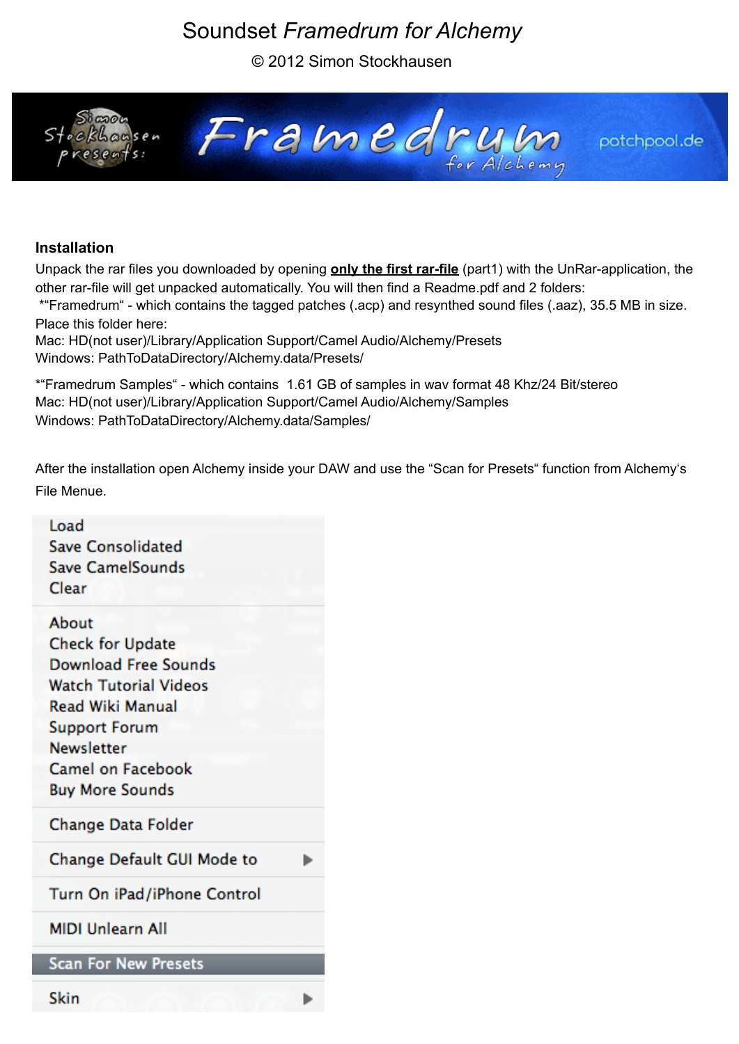# Soundset *Framedrum for Alchemy*

© 2012 Simon Stockhausen

## Installation

Unpack the rar files you downloaded by opening **only the first rar-file** (part1) with the UnRar-application, the other rar-file will get unpacked automatically. You will then find a Readme.pdf and 2 folders:

*"Framedrum" - which contains the tagged patches (.acp) and resynthed sound files (.aaz), 35.5 MB in size. Place this folder here:
Mac: HD(not user)/Library/Application Support/Camel Audio/Alchemy/Presets
Windows: PathToDataDirectory/Alchemy.data/Presets/

*"Framedrum Samples" - which contains 1.61 GB of samples in wav format 48 Khz/24 Bit/stereo
Mac: HD(not user)/Library/Application Support/Camel Audio/Alchemy/Samples
Windows: PathToDataDirectory/Alchemy.data/Samples/

After the installation open Alchemy inside your DAW and use the "Scan for Presets" function from Alchemy's File Menue.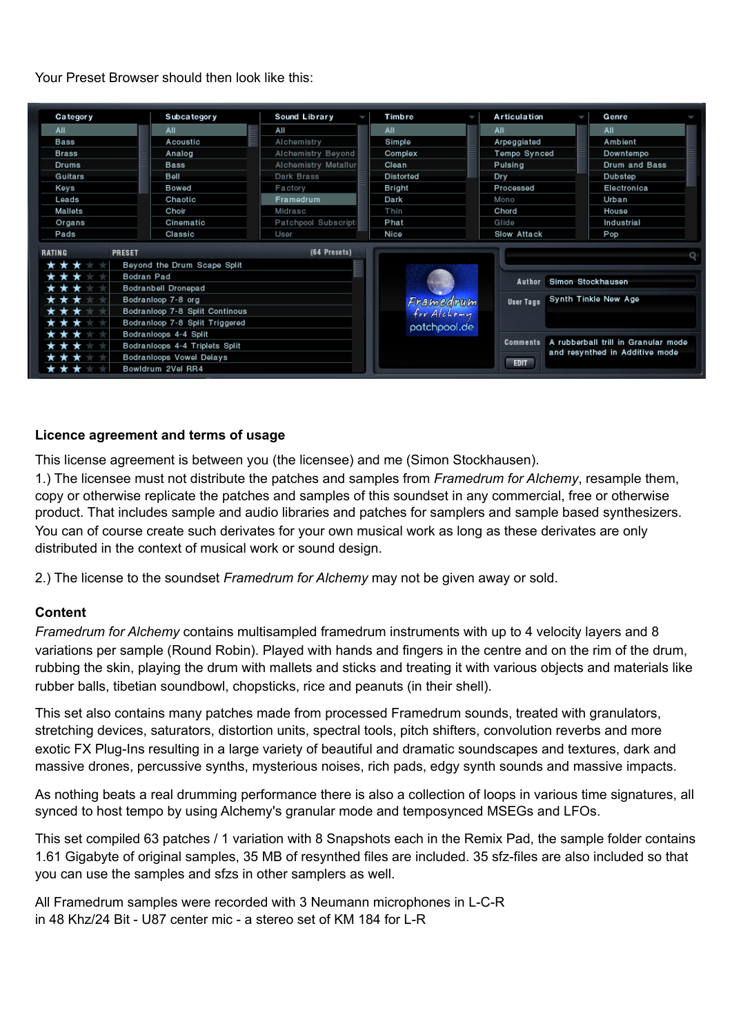Your Preset Browser should then look like this:

## Licence agreement and terms of usage

This license agreement is between you (the licensee) and me (Simon Stockhausen).

1.) The licensee must not distribute the patches and samples from *Framedrum for Alchemy*, resample them, copy or otherwise replicate the patches and samples of this soundset in any commercial, free or otherwise product. That includes sample and audio libraries and patches for samplers and sample based synthesizers. You can of course create such derivates for your own musical work as long as these derivates are only distributed in the context of musical work or sound design.

2.) The license to the soundset *Framedrum for Alchemy* may not be given away or sold.

## Content

*Framedrum for Alchemy* contains multisampled framedrum instruments with up to 4 velocity layers and 8 variations per sample (Round Robin). Played with hands and fingers in the centre and on the rim of the drum, rubbing the skin, playing the drum with mallets and sticks and treating it with various objects and materials like rubber balls, tibetian soundbowl, chopsticks, rice and peanuts (in their shell).

This set also contains many patches made from processed Framedrum sounds, treated with granulators, stretching devices, saturators, distortion units, spectral tools, pitch shifters, convolution reverbs and more exotic FX Plug-Ins resulting in a large variety of beautiful and dramatic soundscapes and textures, dark and massive drones, percussive synths, mysterious noises, rich pads, edgy synth sounds and massive impacts.

As nothing beats a real drumming performance there is also a collection of loops in various time signatures, all synced to host tempo by using Alchemy's granular mode and temposynced MSEGs and LFOs.

This set compiled 63 patches / 1 variation with 8 Snapshots each in the Remix Pad, the sample folder contains 1.61 Gigabyte of original samples, 35 MB of resynthed files are included. 35 sfz-files are also included so that you can use the samples and sfzs in other samplers as well.

All Framedrum samples were recorded with 3 Neumann microphones in L-C-R
in 48 Khz/24 Bit - U87 center mic - a stereo set of KM 184 for L-R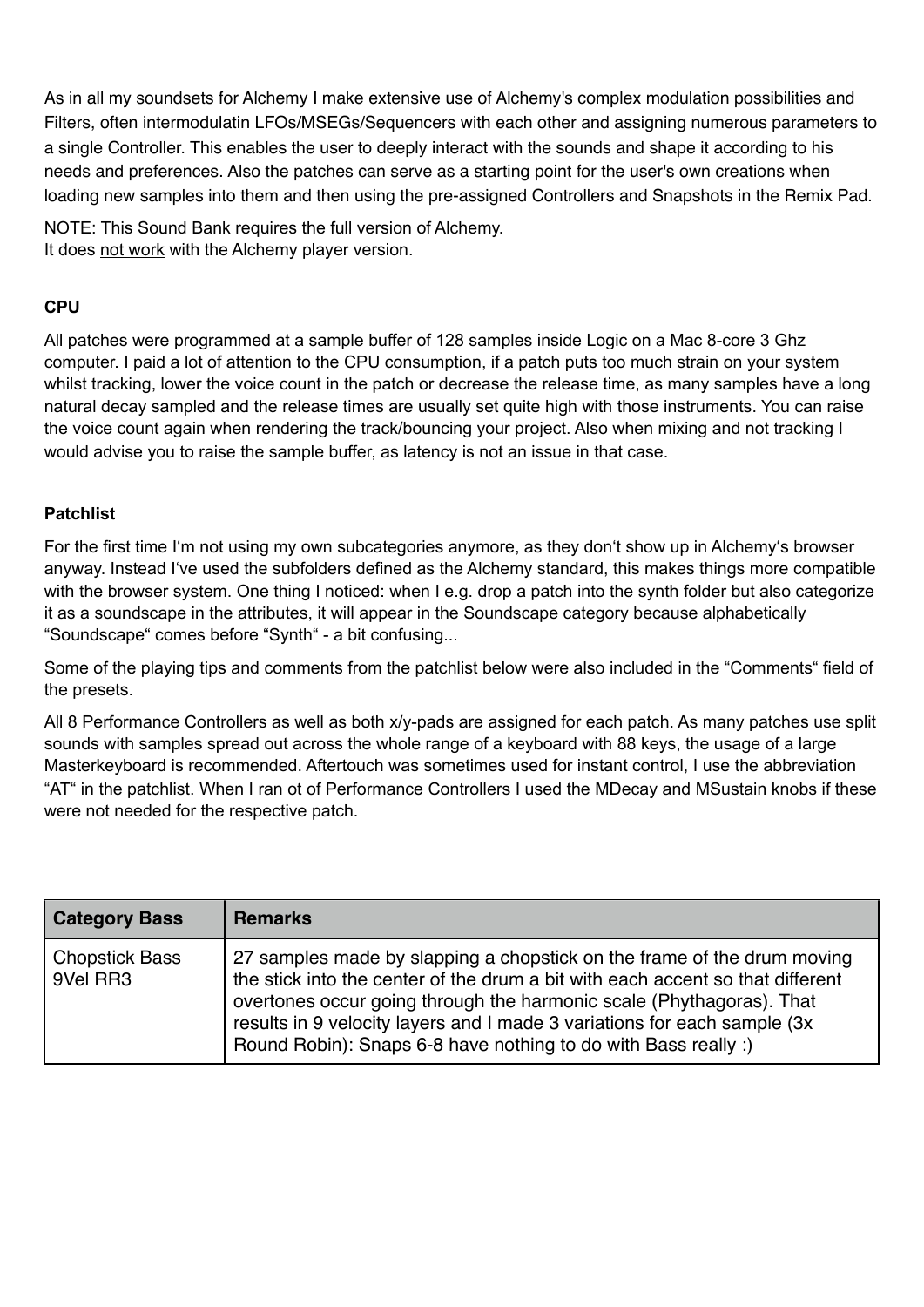As in all my soundsets for Alchemy I make extensive use of Alchemy's complex modulation possibilities and Filters, often intermodulatin LFOs/MSEGs/Sequencers with each other and assigning numerous parameters to a single Controller. This enables the user to deeply interact with the sounds and shape it according to his needs and preferences. Also the patches can serve as a starting point for the user's own creations when loading new samples into them and then using the pre-assigned Controllers and Snapshots in the Remix Pad.

NOTE: This Sound Bank requires the full version of Alchemy.
It does not work with the Alchemy player version.

**CPU**

All patches were programmed at a sample buffer of 128 samples inside Logic on a Mac 8-core 3 Ghz computer. I paid a lot of attention to the CPU consumption, if a patch puts too much strain on your system whilst tracking, lower the voice count in the patch or decrease the release time, as many samples have a long natural decay sampled and the release times are usually set quite high with those instruments. You can raise the voice count again when rendering the track/bouncing your project. Also when mixing and not tracking I would advise you to raise the sample buffer, as latency is not an issue in that case.

**Patchlist**

For the first time I'm not using my own subcategories anymore, as they don't show up in Alchemy's browser anyway. Instead I've used the subfolders defined as the Alchemy standard, this makes things more compatible with the browser system. One thing I noticed: when I e.g. drop a patch into the synth folder but also categorize it as a soundscape in the attributes, it will appear in the Soundscape category because alphabetically "Soundscape" comes before "Synth" - a bit confusing...

Some of the playing tips and comments from the patchlist below were also included in the "Comments" field of the presets.

All 8 Performance Controllers as well as both x/y-pads are assigned for each patch. As many patches use split sounds with samples spread out across the whole range of a keyboard with 88 keys, the usage of a large Masterkeyboard is recommended. Aftertouch was sometimes used for instant control, I use the abbreviation "AT" in the patchlist. When I ran ot of Performance Controllers I used the MDecay and MSustain knobs if these were not needed for the respective patch.

| Category Bass | Remarks |
|---|---|
| Chopstick Bass 9Vel RR3 | 27 samples made by slapping a chopstick on the frame of the drum moving the stick into the center of the drum a bit with each accent so that different overtones occur going through the harmonic scale (Phythagoras). That results in 9 velocity layers and I made 3 variations for each sample (3x Round Robin): Snaps 6-8 have nothing to do with Bass really :) |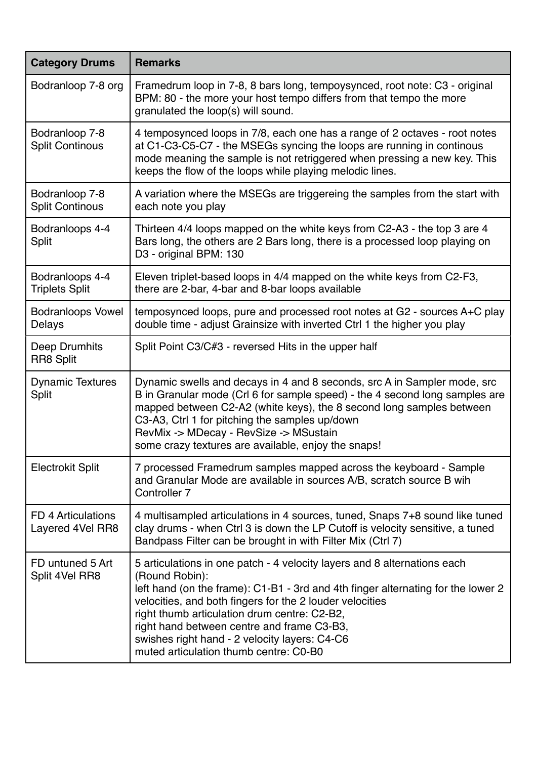| Category Drums | Remarks |
| --- | --- |
| Bodranloop 7-8 org | Framedrum loop in 7-8, 8 bars long, tempoysynced, root note: C3 - original BPM: 80 - the more your host tempo differs from that tempo the more granulated the loop(s) will sound. |
| Bodranloop 7-8 Split Continous | 4 temposynced loops in 7/8, each one has a range of 2 octaves - root notes at C1-C3-C5-C7 - the MSEGs syncing the loops are running in continous mode meaning the sample is not retriggered when pressing a new key. This keeps the flow of the loops while playing melodic lines. |
| Bodranloop 7-8 Split Continous | A variation where the MSEGs are triggereing the samples from the start with each note you play |
| Bodranloops 4-4 Split | Thirteen 4/4 loops mapped on the white keys from C2-A3 - the top 3 are 4 Bars long, the others are 2 Bars long, there is a processed loop playing on D3 - original BPM: 130 |
| Bodranloops 4-4 Triplets Split | Eleven triplet-based loops in 4/4 mapped on the white keys from C2-F3, there are 2-bar, 4-bar and 8-bar loops available |
| Bodranloops Vowel Delays | temposynced loops, pure and processed root notes at G2 - sources A+C play double time - adjust Grainsize with inverted Ctrl 1 the higher you play |
| Deep Drumhits RR8 Split | Split Point C3/C#3 - reversed Hits in the upper half |
| Dynamic Textures Split | Dynamic swells and decays in 4 and 8 seconds, src A in Sampler mode, src B in Granular mode (Crl 6 for sample speed) - the 4 second long samples are mapped between C2-A2 (white keys), the 8 second long samples between C3-A3, Ctrl 1 for pitching the samples up/down<br>RevMix -> MDecay - RevSize -> MSustain<br>some crazy textures are available, enjoy the snaps! |
| Electrokit Split | 7 processed Framedrum samples mapped across the keyboard - Sample and Granular Mode are available in sources A/B, scratch source B wih Controller 7 |
| FD 4 Articulations Layered 4Vel RR8 | 4 multisampled articulations in 4 sources, tuned, Snaps 7+8 sound like tuned clay drums - when Ctrl 3 is down the LP Cutoff is velocity sensitive, a tuned Bandpass Filter can be brought in with Filter Mix (Ctrl 7) |
| FD untuned 5 Art Split 4Vel RR8 | 5 articulations in one patch - 4 velocity layers and 8 alternations each (Round Robin):<br>left hand (on the frame): C1-B1 - 3rd and 4th finger alternating for the lower 2 velocities, and both fingers for the 2 louder velocities<br>right thumb articulation drum centre: C2-B2,<br>right hand between centre and frame C3-B3,<br>swishes right hand - 2 velocity layers: C4-C6<br>muted articulation thumb centre: C0-B0 |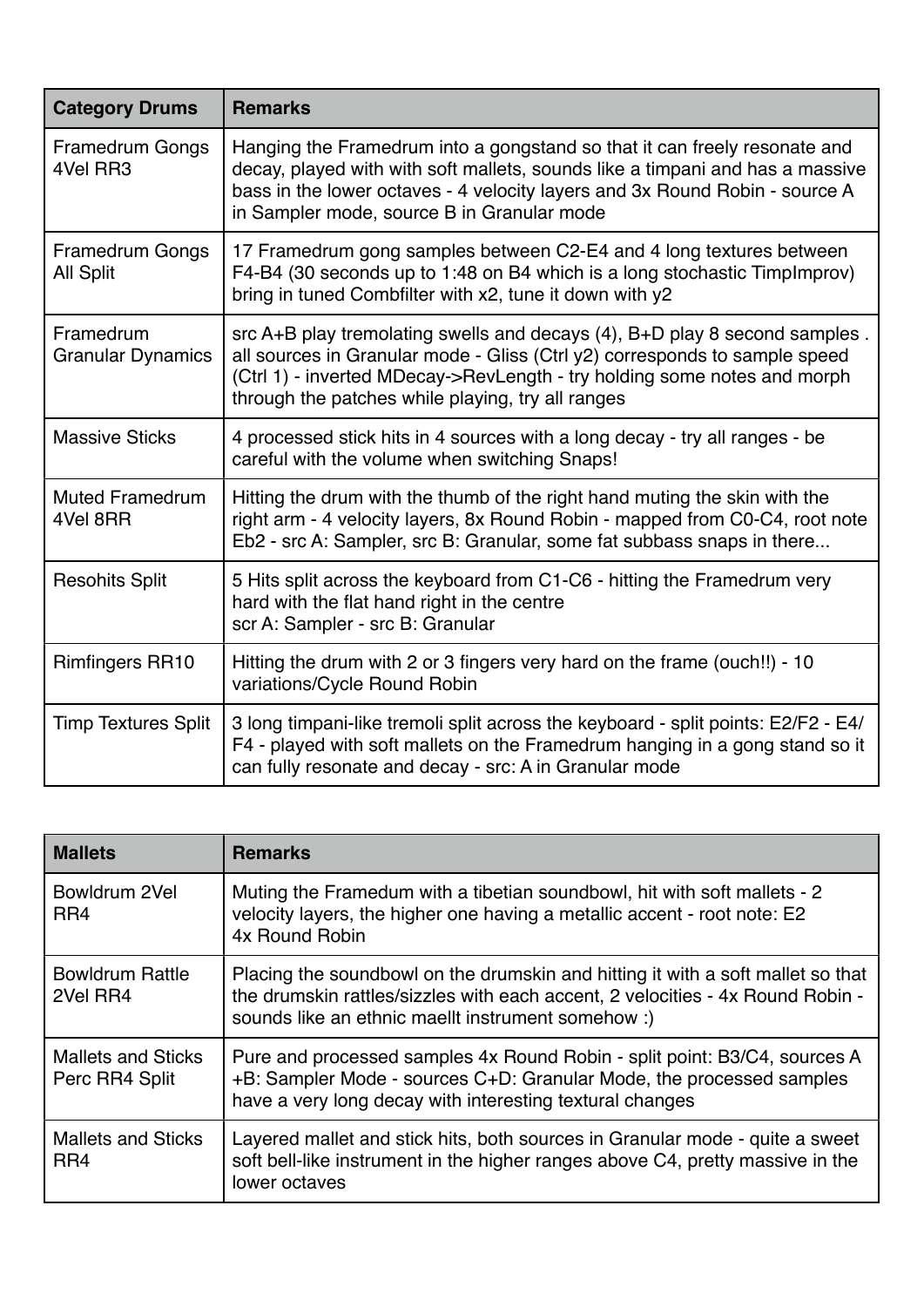| Category Drums | Remarks |
|---|---|
| Framedrum Gongs 4Vel RR3 | Hanging the Framedrum into a gongstand so that it can freely resonate and decay, played with with soft mallets, sounds like a timpani and has a massive bass in the lower octaves - 4 velocity layers and 3x Round Robin - source A in Sampler mode, source B in Granular mode |
| Framedrum Gongs All Split | 17 Framedrum gong samples between C2-E4 and 4 long textures between F4-B4 (30 seconds up to 1:48 on B4 which is a long stochastic TimpImprov) bring in tuned Combfilter with x2, tune it down with y2 |
| Framedrum Granular Dynamics | src A+B play tremolating swells and decays (4), B+D play 8 second samples . all sources in Granular mode - Gliss (Ctrl y2) corresponds to sample speed (Ctrl 1) - inverted MDecay->RevLength - try holding some notes and morph through the patches while playing, try all ranges |
| Massive Sticks | 4 processed stick hits in 4 sources with a long decay - try all ranges - be careful with the volume when switching Snaps! |
| Muted Framedrum 4Vel 8RR | Hitting the drum with the thumb of the right hand muting the skin with the right arm - 4 velocity layers, 8x Round Robin - mapped from C0-C4, root note Eb2 - src A: Sampler, src B: Granular, some fat subbass snaps in there... |
| Resohits Split | 5 Hits split across the keyboard from C1-C6 - hitting the Framedrum very hard with the flat hand right in the centre<br>scr A: Sampler - src B: Granular |
| Rimfingers RR10 | Hitting the drum with 2 or 3 fingers very hard on the frame (ouch!!) - 10 variations/Cycle Round Robin |
| Timp Textures Split | 3 long timpani-like tremoli split across the keyboard - split points: E2/F2 - E4/F4 - played with soft mallets on the Framedrum hanging in a gong stand so it can fully resonate and decay - src: A in Granular mode |

| Mallets | Remarks |
|---|---|
| Bowldrum 2Vel RR4 | Muting the Framedum with a tibetian soundbowl, hit with soft mallets - 2 velocity layers, the higher one having a metallic accent - root note: E2<br>4x Round Robin |
| Bowldrum Rattle 2Vel RR4 | Placing the soundbowl on the drumskin and hitting it with a soft mallet so that the drumskin rattles/sizzles with each accent, 2 velocities - 4x Round Robin - sounds like an ethnic maellt instrument somehow :) |
| Mallets and Sticks Perc RR4 Split | Pure and processed samples 4x Round Robin - split point: B3/C4, sources A+B: Sampler Mode - sources C+D: Granular Mode, the processed samples have a very long decay with interesting textural changes |
| Mallets and Sticks RR4 | Layered mallet and stick hits, both sources in Granular mode - quite a sweet soft bell-like instrument in the higher ranges above C4, pretty massive in the lower octaves |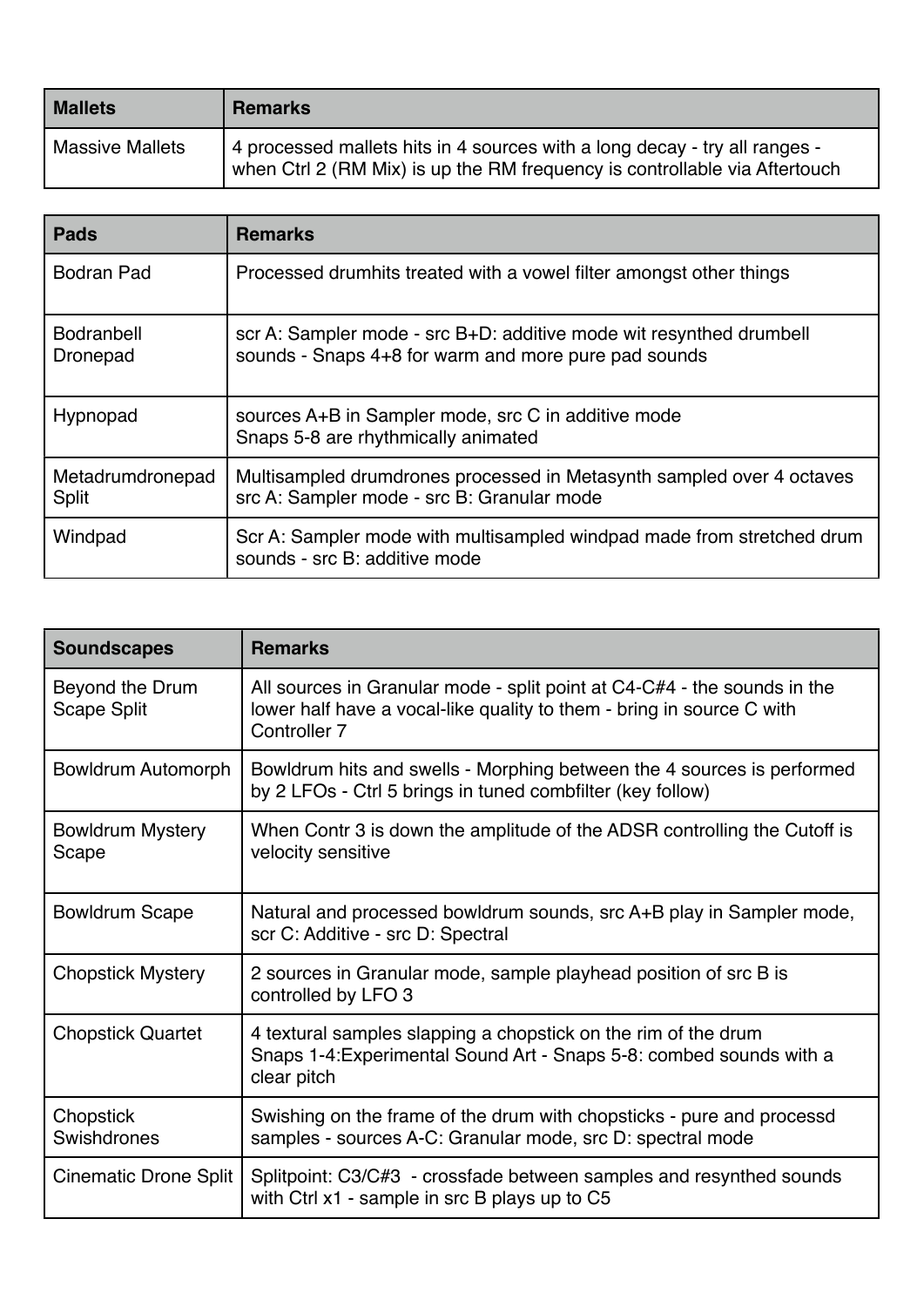| Mallets | Remarks |
| --- | --- |
| Massive Mallets | 4 processed mallets hits in 4 sources with a long decay - try all ranges - when Ctrl 2 (RM Mix) is up the RM frequency is controllable via Aftertouch |

| Pads | Remarks |
| --- | --- |
| Bodran Pad | Processed drumhits treated with a vowel filter amongst other things |
| Bodranbell Dronepad | scr A: Sampler mode - src B+D: additive mode wit resynthed drumbell sounds - Snaps 4+8 for warm and more pure pad sounds |
| Hypnopad | sources A+B in Sampler mode, src C in additive mode<br>Snaps 5-8 are rhythmically animated |
| Metadrumdronepad Split | Multisampled drumdrones processed in Metasynth sampled over 4 octaves src A: Sampler mode - src B: Granular mode |
| Windpad | Scr A: Sampler mode with multisampled windpad made from stretched drum sounds - src B: additive mode |

| Soundscapes | Remarks |
| --- | --- |
| Beyond the Drum Scape Split | All sources in Granular mode - split point at C4-C#4 - the sounds in the lower half have a vocal-like quality to them - bring in source C with Controller 7 |
| Bowldrum Automorph | Bowldrum hits and swells - Morphing between the 4 sources is performed by 2 LFOs - Ctrl 5 brings in tuned combfilter (key follow) |
| Bowldrum Mystery Scape | When Contr 3 is down the amplitude of the ADSR controlling the Cutoff is velocity sensitive |
| Bowldrum Scape | Natural and processed bowldrum sounds, src A+B play in Sampler mode, scr C: Additive - src D: Spectral |
| Chopstick Mystery | 2 sources in Granular mode, sample playhead position of src B is controlled by LFO 3 |
| Chopstick Quartet | 4 textural samples slapping a chopstick on the rim of the drum<br>Snaps 1-4:Experimental Sound Art - Snaps 5-8: combed sounds with a clear pitch |
| Chopstick Swishdrones | Swishing on the frame of the drum with chopsticks - pure and processd samples - sources A-C: Granular mode, src D: spectral mode |
| Cinematic Drone Split | Splitpoint: C3/C#3 - crossfade between samples and resynthed sounds with Ctrl x1 - sample in src B plays up to C5 |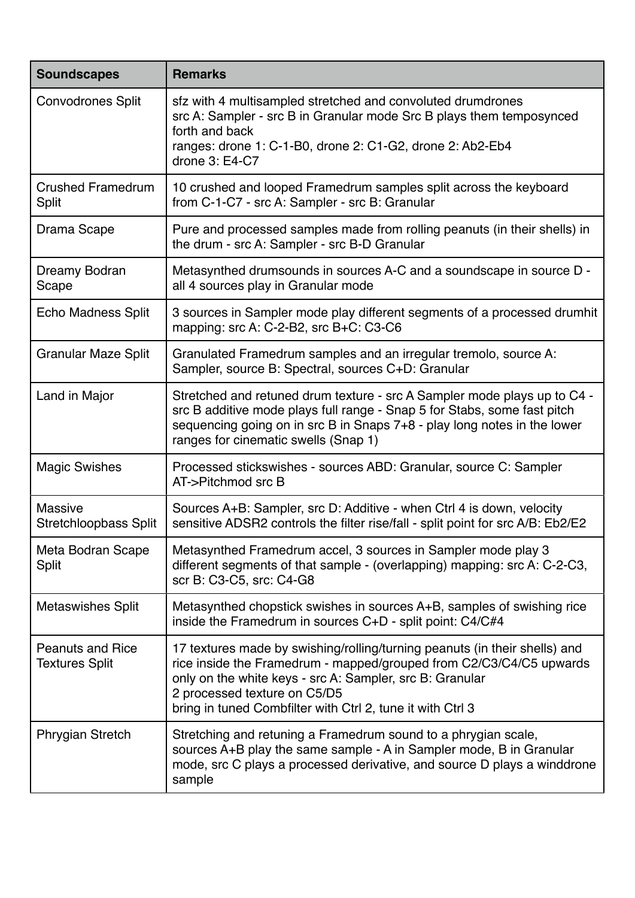| Soundscapes | Remarks |
| --- | --- |
| Convodrones Split | sfz with 4 multisampled stretched and convoluted drumdrones<br>src A: Sampler - src B in Granular mode Src B plays them temposynced forth and back<br>ranges: drone 1: C-1-B0, drone 2: C1-G2, drone 2: Ab2-Eb4<br>drone 3: E4-C7 |
| Crushed Framedrum Split | 10 crushed and looped Framedrum samples split across the keyboard from C-1-C7 - src A: Sampler - src B: Granular |
| Drama Scape | Pure and processed samples made from rolling peanuts (in their shells) in the drum - src A: Sampler - src B-D Granular |
| Dreamy Bodran Scape | Metasynthed drumsounds in sources A-C and a soundscape in source D - all 4 sources play in Granular mode |
| Echo Madness Split | 3 sources in Sampler mode play different segments of a processed drumhit mapping: src A: C-2-B2, src B+C: C3-C6 |
| Granular Maze Split | Granulated Framedrum samples and an irregular tremolo, source A: Sampler, source B: Spectral, sources C+D: Granular |
| Land in Major | Stretched and retuned drum texture - src A Sampler mode plays up to C4 - src B additive mode plays full range - Snap 5 for Stabs, some fast pitch sequencing going on in src B in Snaps 7+8 - play long notes in the lower ranges for cinematic swells (Snap 1) |
| Magic Swishes | Processed stickswishes - sources ABD: Granular, source C: Sampler<br>AT->Pitchmod src B |
| Massive Stretchloopbass Split | Sources A+B: Sampler, src D: Additive - when Ctrl 4 is down, velocity sensitive ADSR2 controls the filter rise/fall - split point for src A/B: Eb2/E2 |
| Meta Bodran Scape Split | Metasynthed Framedrum accel, 3 sources in Sampler mode play 3 different segments of that sample - (overlapping) mapping: src A: C-2-C3, scr B: C3-C5, src: C4-G8 |
| Metaswishes Split | Metasynthed chopstick swishes in sources A+B, samples of swishing rice inside the Framedrum in sources C+D - split point: C4/C#4 |
| Peanuts and Rice Textures Split | 17 textures made by swishing/rolling/turning peanuts (in their shells) and rice inside the Framedrum - mapped/grouped from C2/C3/C4/C5 upwards only on the white keys - src A: Sampler, src B: Granular<br>2 processed texture on C5/D5<br>bring in tuned Combfilter with Ctrl 2, tune it with Ctrl 3 |
| Phrygian Stretch | Stretching and retuning a Framedrum sound to a phrygian scale, sources A+B play the same sample - A in Sampler mode, B in Granular mode, src C plays a processed derivative, and source D plays a winddrone sample |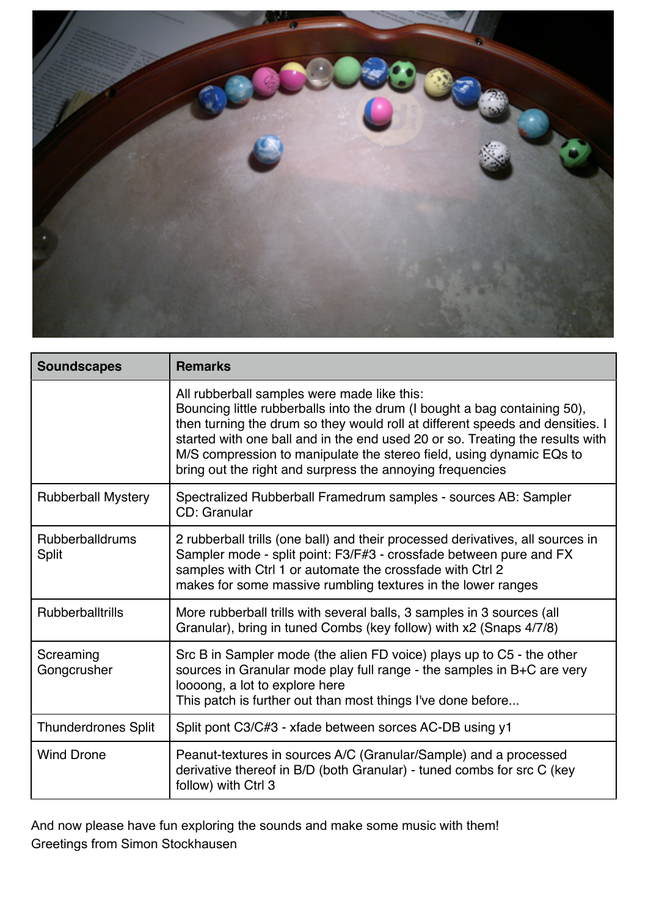| Soundscapes | Remarks |
|---|---|
| | All rubberball samples were made like this:<br>Bouncing little rubberballs into the drum (I bought a bag containing 50), then turning the drum so they would roll at different speeds and densities. I started with one ball and in the end used 20 or so. Treating the results with M/S compression to manipulate the stereo field, using dynamic EQs to bring out the right and surpress the annoying frequencies |
| Rubberball Mystery | Spectralized Rubberball Framedrum samples - sources AB: Sampler CD: Granular |
| Rubberballdrums Split | 2 rubberball trills (one ball) and their processed derivatives, all sources in Sampler mode - split point: F3/F#3 - crossfade between pure and FX samples with Ctrl 1 or automate the crossfade with Ctrl 2<br>makes for some massive rumbling textures in the lower ranges |
| Rubberballtrills | More rubberball trills with several balls, 3 samples in 3 sources (all Granular), bring in tuned Combs (key follow) with x2 (Snaps 4/7/8) |
| Screaming Gongcrusher | Src B in Sampler mode (the alien FD voice) plays up to C5 - the other sources in Granular mode play full range - the samples in B+C are very loooong, a lot to explore here<br>This patch is further out than most things I've done before... |
| Thunderdrones Split | Split pont C3/C#3 - xfade between sorces AC-DB using y1 |
| Wind Drone | Peanut-textures in sources A/C (Granular/Sample) and a processed derivative thereof in B/D (both Granular) - tuned combs for src C (key follow) with Ctrl 3 |

And now please have fun exploring the sounds and make some music with them!
Greetings from Simon Stockhausen